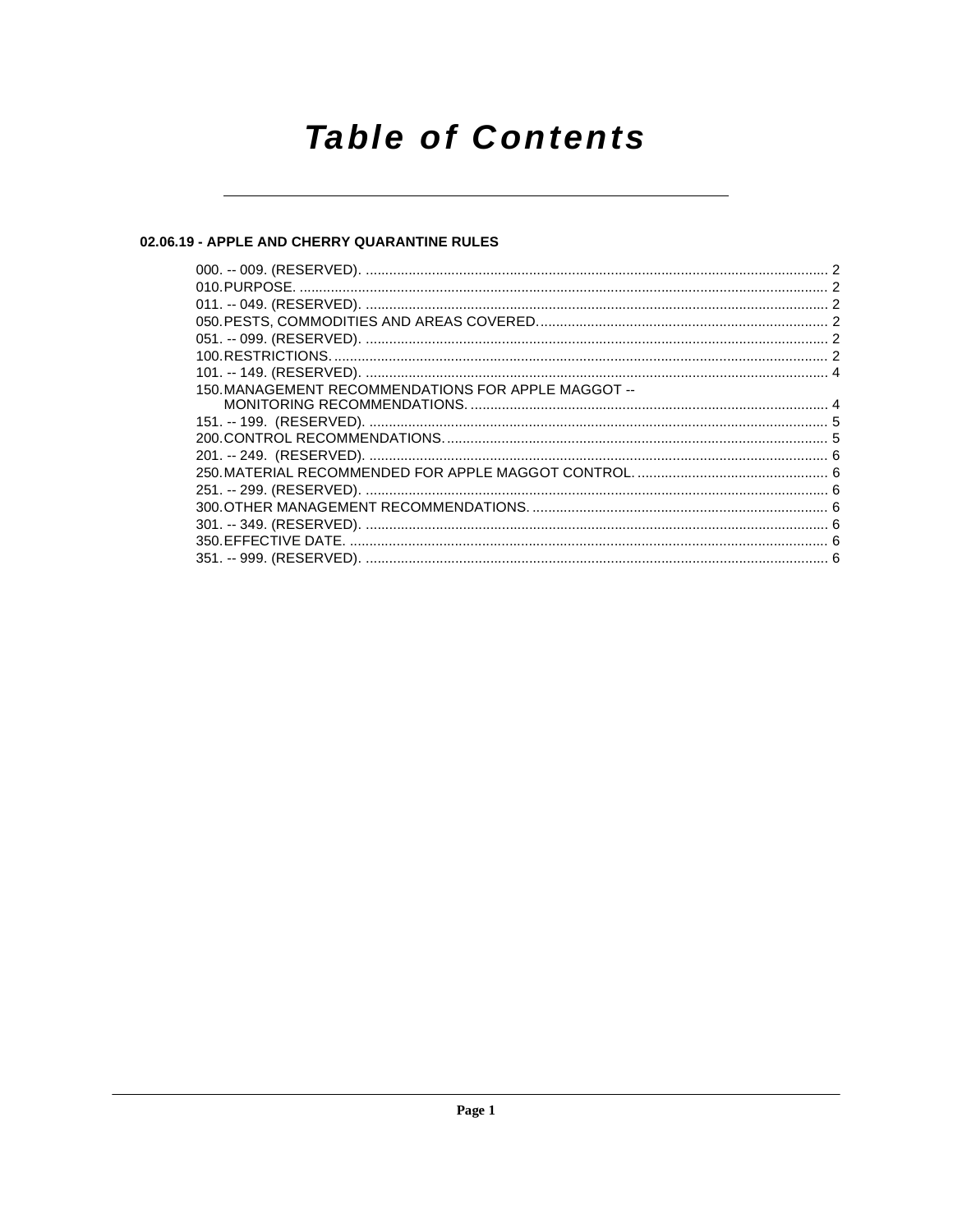# Table of Contents

## 02.06.19 - APPLE AND CHERRY QUARANTINE RULES

000. -- 009. (RESERVED). ........................................................................................................................ 2
010. PURPOSE. ........................................................................................................................................ 2
011. -- 049. (RESERVED). ........................................................................................................................ 2
050. PESTS, COMMODITIES AND AREAS COVERED. ............................................................................. 2
051. -- 099. (RESERVED). ........................................................................................................................ 2
100. RESTRICTIONS. ................................................................................................................................ 2
101. -- 149. (RESERVED). ........................................................................................................................ 4
150. MANAGEMENT RECOMMENDATIONS FOR APPLE MAGGOT -- MONITORING RECOMMENDATIONS. ........................................................................................... 4
151. -- 199. (RESERVED). ........................................................................................................................ 5
200. CONTROL RECOMMENDATIONS. .................................................................................................... 5
201. -- 249. (RESERVED). ........................................................................................................................ 6
250. MATERIAL RECOMMENDED FOR APPLE MAGGOT CONTROL. .................................................. 6
251. -- 299. (RESERVED). ........................................................................................................................ 6
300. OTHER MANAGEMENT RECOMMENDATIONS. ............................................................................. 6
301. -- 349. (RESERVED). ........................................................................................................................ 6
350. EFFECTIVE DATE. ............................................................................................................................. 6
351. -- 999. (RESERVED). ........................................................................................................................ 6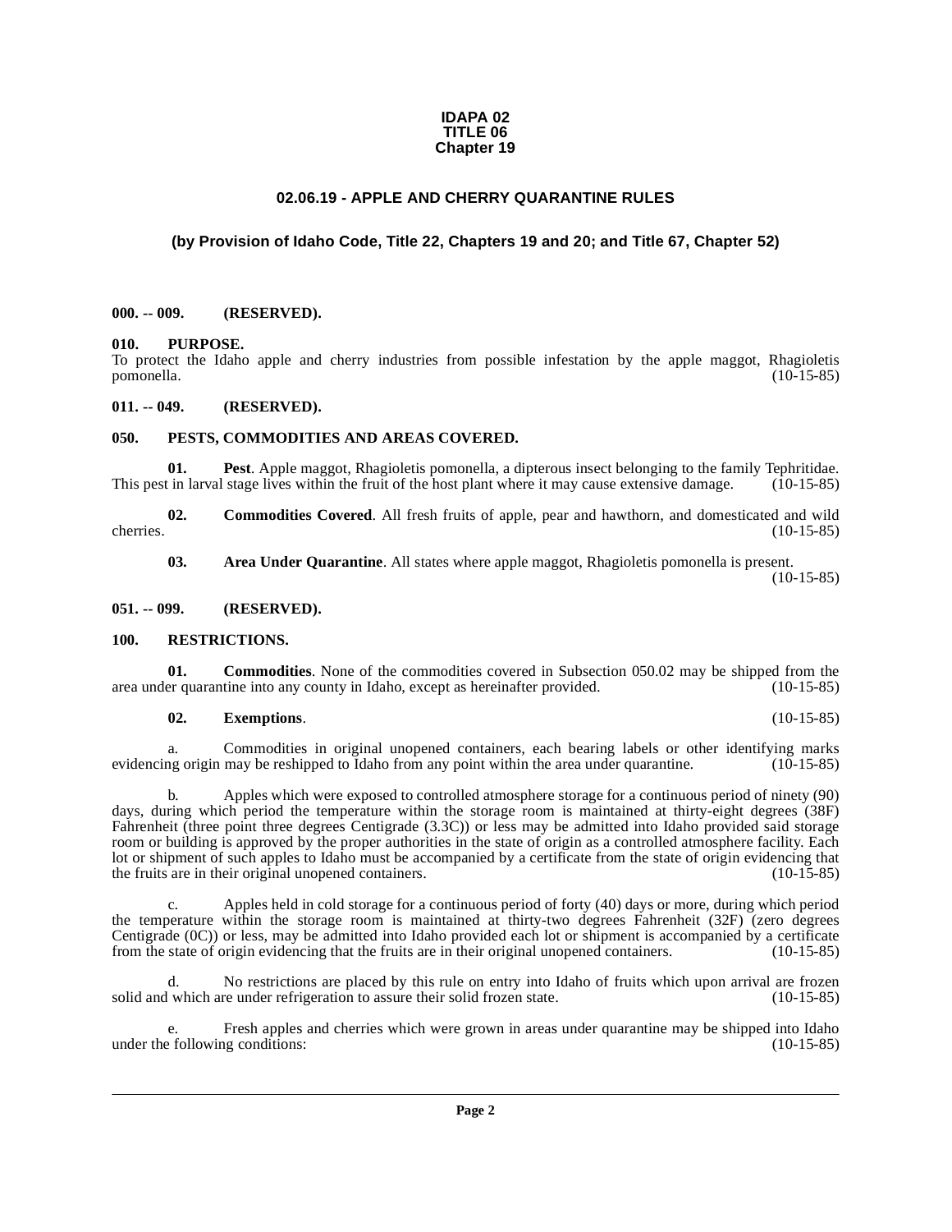**IDAPA 02**
**TITLE 06**
**Chapter 19**

# 02.06.19 - APPLE AND CHERRY QUARANTINE RULES

## (by Provision of Idaho Code, Title 22, Chapters 19 and 20; and Title 67, Chapter 52)

**000. -- 009. (RESERVED).**

**010. PURPOSE.**

To protect the Idaho apple and cherry industries from possible infestation by the apple maggot, Rhagioletis pomonella. (10-15-85)

**011. -- 049. (RESERVED).**

**050. PESTS, COMMODITIES AND AREAS COVERED.**

**01. Pest**. Apple maggot, Rhagioletis pomonella, a dipterous insect belonging to the family Tephritidae. This pest in larval stage lives within the fruit of the host plant where it may cause extensive damage. (10-15-85)

**02. Commodities Covered**. All fresh fruits of apple, pear and hawthorn, and domesticated and wild cherries. (10-15-85)

**03. Area Under Quarantine**. All states where apple maggot, Rhagioletis pomonella is present. (10-15-85)

**051. -- 099. (RESERVED).**

**100. RESTRICTIONS.**

**01. Commodities**. None of the commodities covered in Subsection 050.02 may be shipped from the area under quarantine into any county in Idaho, except as hereinafter provided. (10-15-85)

**02. Exemptions**. (10-15-85)

a. Commodities in original unopened containers, each bearing labels or other identifying marks evidencing origin may be reshipped to Idaho from any point within the area under quarantine. (10-15-85)

b. Apples which were exposed to controlled atmosphere storage for a continuous period of ninety (90) days, during which period the temperature within the storage room is maintained at thirty-eight degrees (38F) Fahrenheit (three point three degrees Centigrade (3.3C)) or less may be admitted into Idaho provided said storage room or building is approved by the proper authorities in the state of origin as a controlled atmosphere facility. Each lot or shipment of such apples to Idaho must be accompanied by a certificate from the state of origin evidencing that the fruits are in their original unopened containers. (10-15-85)

c. Apples held in cold storage for a continuous period of forty (40) days or more, during which period the temperature within the storage room is maintained at thirty-two degrees Fahrenheit (32F) (zero degrees Centigrade (0C)) or less, may be admitted into Idaho provided each lot or shipment is accompanied by a certificate from the state of origin evidencing that the fruits are in their original unopened containers. (10-15-85)

d. No restrictions are placed by this rule on entry into Idaho of fruits which upon arrival are frozen solid and which are under refrigeration to assure their solid frozen state. (10-15-85)

e. Fresh apples and cherries which were grown in areas under quarantine may be shipped into Idaho under the following conditions: (10-15-85)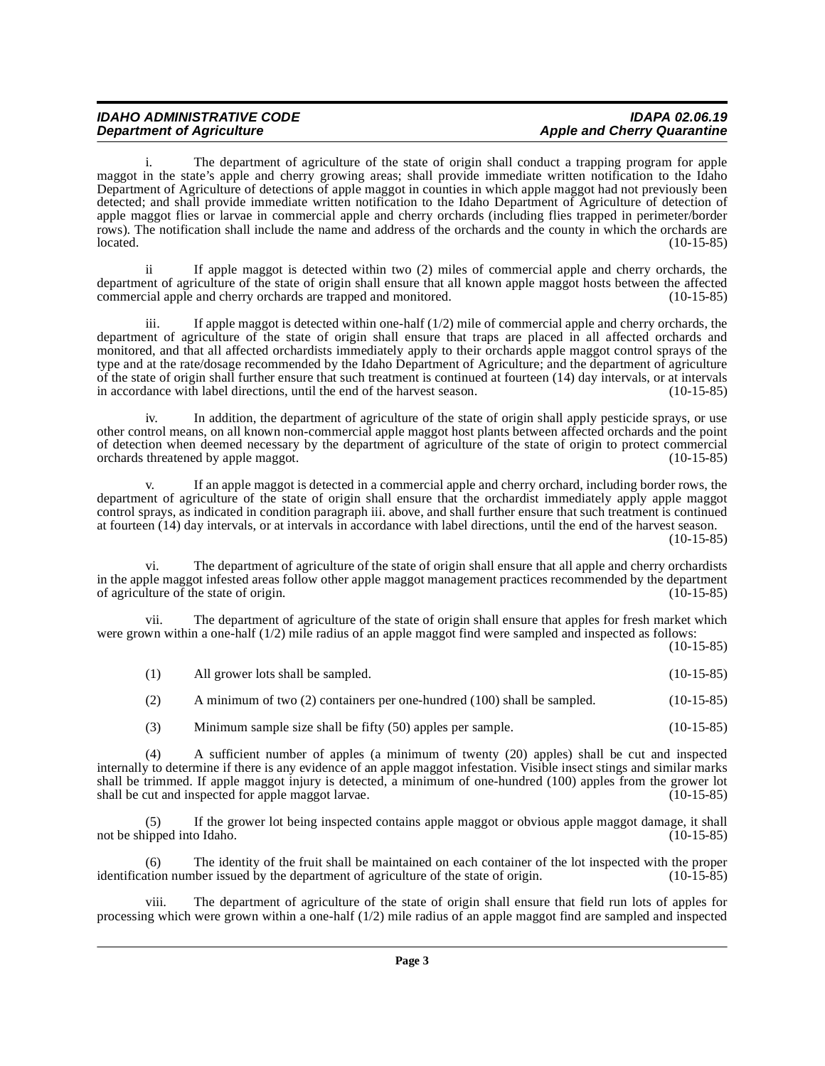i. The department of agriculture of the state of origin shall conduct a trapping program for apple maggot in the state's apple and cherry growing areas; shall provide immediate written notification to the Idaho Department of Agriculture of detections of apple maggot in counties in which apple maggot had not previously been detected; and shall provide immediate written notification to the Idaho Department of Agriculture of detection of apple maggot flies or larvae in commercial apple and cherry orchards (including flies trapped in perimeter/border rows). The notification shall include the name and address of the orchards and the county in which the orchards are located. (10-15-85)

ii If apple maggot is detected within two (2) miles of commercial apple and cherry orchards, the department of agriculture of the state of origin shall ensure that all known apple maggot hosts between the affected commercial apple and cherry orchards are trapped and monitored. (10-15-85)

iii. If apple maggot is detected within one-half (1/2) mile of commercial apple and cherry orchards, the department of agriculture of the state of origin shall ensure that traps are placed in all affected orchards and monitored, and that all affected orchardists immediately apply to their orchards apple maggot control sprays of the type and at the rate/dosage recommended by the Idaho Department of Agriculture; and the department of agriculture of the state of origin shall further ensure that such treatment is continued at fourteen (14) day intervals, or at intervals in accordance with label directions, until the end of the harvest season. (10-15-85)

iv. In addition, the department of agriculture of the state of origin shall apply pesticide sprays, or use other control means, on all known non-commercial apple maggot host plants between affected orchards and the point of detection when deemed necessary by the department of agriculture of the state of origin to protect commercial orchards threatened by apple maggot. (10-15-85)

v. If an apple maggot is detected in a commercial apple and cherry orchard, including border rows, the department of agriculture of the state of origin shall ensure that the orchardist immediately apply apple maggot control sprays, as indicated in condition paragraph iii. above, and shall further ensure that such treatment is continued at fourteen (14) day intervals, or at intervals in accordance with label directions, until the end of the harvest season. (10-15-85)

vi. The department of agriculture of the state of origin shall ensure that all apple and cherry orchardists in the apple maggot infested areas follow other apple maggot management practices recommended by the department of agriculture of the state of origin. (10-15-85)

vii. The department of agriculture of the state of origin shall ensure that apples for fresh market which were grown within a one-half (1/2) mile radius of an apple maggot find were sampled and inspected as follows: (10-15-85)

(1) All grower lots shall be sampled. (10-15-85)

(2) A minimum of two (2) containers per one-hundred (100) shall be sampled. (10-15-85)

(3) Minimum sample size shall be fifty (50) apples per sample. (10-15-85)

(4) A sufficient number of apples (a minimum of twenty (20) apples) shall be cut and inspected internally to determine if there is any evidence of an apple maggot infestation. Visible insect stings and similar marks shall be trimmed. If apple maggot injury is detected, a minimum of one-hundred (100) apples from the grower lot shall be cut and inspected for apple maggot larvae. (10-15-85)

(5) If the grower lot being inspected contains apple maggot or obvious apple maggot damage, it shall not be shipped into Idaho. (10-15-85)

(6) The identity of the fruit shall be maintained on each container of the lot inspected with the proper identification number issued by the department of agriculture of the state of origin. (10-15-85)

viii. The department of agriculture of the state of origin shall ensure that field run lots of apples for processing which were grown within a one-half (1/2) mile radius of an apple maggot find are sampled and inspected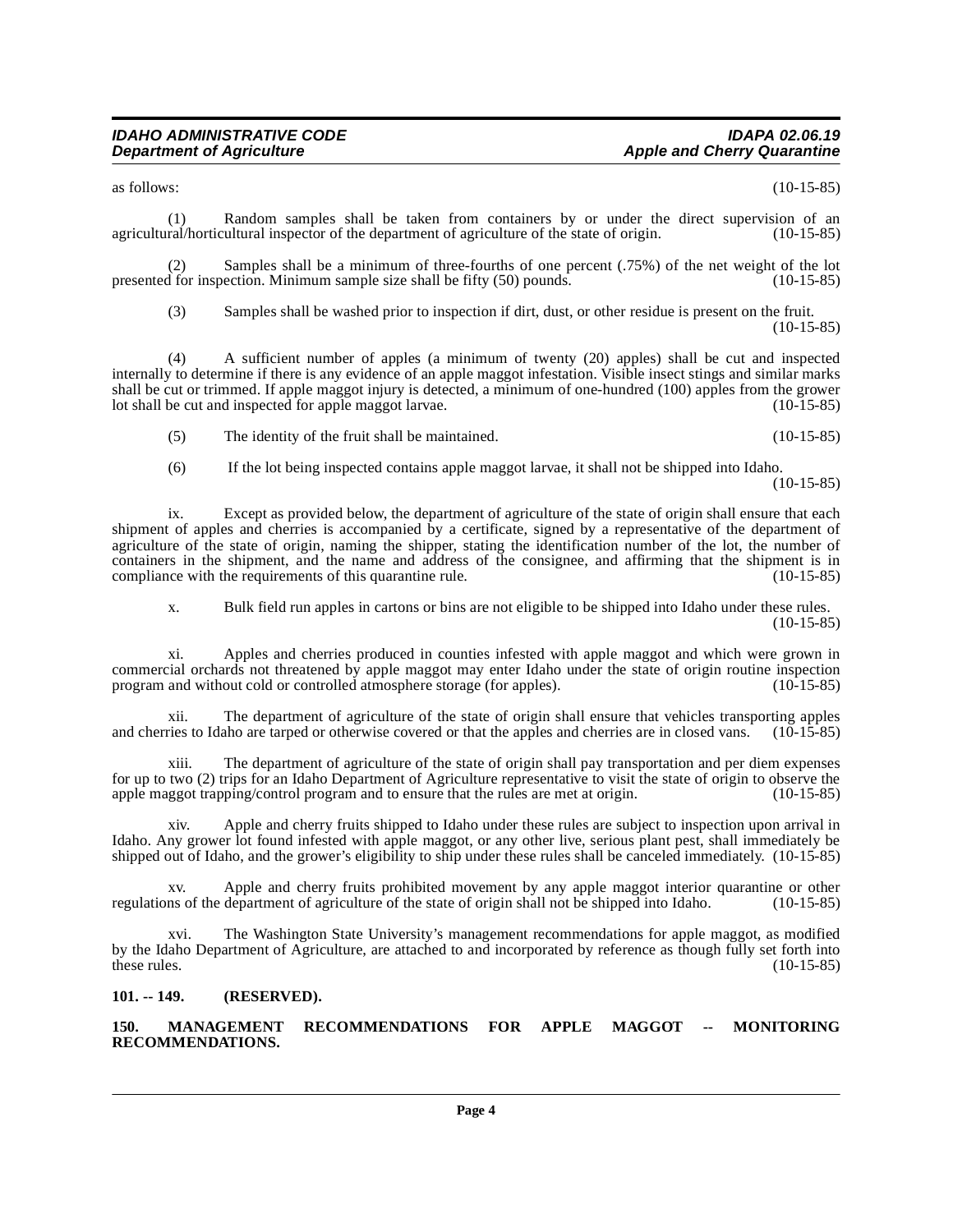as follows: (10-15-85)

(1) Random samples shall be taken from containers by or under the direct supervision of an agricultural/horticultural inspector of the department of agriculture of the state of origin. (10-15-85)

(2) Samples shall be a minimum of three-fourths of one percent (.75%) of the net weight of the lot presented for inspection. Minimum sample size shall be fifty (50) pounds. (10-15-85)

(3) Samples shall be washed prior to inspection if dirt, dust, or other residue is present on the fruit. (10-15-85)

(4) A sufficient number of apples (a minimum of twenty (20) apples) shall be cut and inspected internally to determine if there is any evidence of an apple maggot infestation. Visible insect stings and similar marks shall be cut or trimmed. If apple maggot injury is detected, a minimum of one-hundred (100) apples from the grower lot shall be cut and inspected for apple maggot larvae. (10-15-85)

(5) The identity of the fruit shall be maintained. (10-15-85)

(6) If the lot being inspected contains apple maggot larvae, it shall not be shipped into Idaho. (10-15-85)

ix. Except as provided below, the department of agriculture of the state of origin shall ensure that each shipment of apples and cherries is accompanied by a certificate, signed by a representative of the department of agriculture of the state of origin, naming the shipper, stating the identification number of the lot, the number of containers in the shipment, and the name and address of the consignee, and affirming that the shipment is in compliance with the requirements of this quarantine rule. (10-15-85)

x. Bulk field run apples in cartons or bins are not eligible to be shipped into Idaho under these rules. (10-15-85)

xi. Apples and cherries produced in counties infested with apple maggot and which were grown in commercial orchards not threatened by apple maggot may enter Idaho under the state of origin routine inspection program and without cold or controlled atmosphere storage (for apples). (10-15-85)

xii. The department of agriculture of the state of origin shall ensure that vehicles transporting apples and cherries to Idaho are tarped or otherwise covered or that the apples and cherries are in closed vans. (10-15-85)

xiii. The department of agriculture of the state of origin shall pay transportation and per diem expenses for up to two (2) trips for an Idaho Department of Agriculture representative to visit the state of origin to observe the apple maggot trapping/control program and to ensure that the rules are met at origin. (10-15-85)

xiv. Apple and cherry fruits shipped to Idaho under these rules are subject to inspection upon arrival in Idaho. Any grower lot found infested with apple maggot, or any other live, serious plant pest, shall immediately be shipped out of Idaho, and the grower's eligibility to ship under these rules shall be canceled immediately. (10-15-85)

xv. Apple and cherry fruits prohibited movement by any apple maggot interior quarantine or other regulations of the department of agriculture of the state of origin shall not be shipped into Idaho. (10-15-85)

xvi. The Washington State University's management recommendations for apple maggot, as modified by the Idaho Department of Agriculture, are attached to and incorporated by reference as though fully set forth into these rules. (10-15-85)

**101. -- 149. (RESERVED).**

**150. MANAGEMENT RECOMMENDATIONS FOR APPLE MAGGOT -- MONITORING RECOMMENDATIONS.**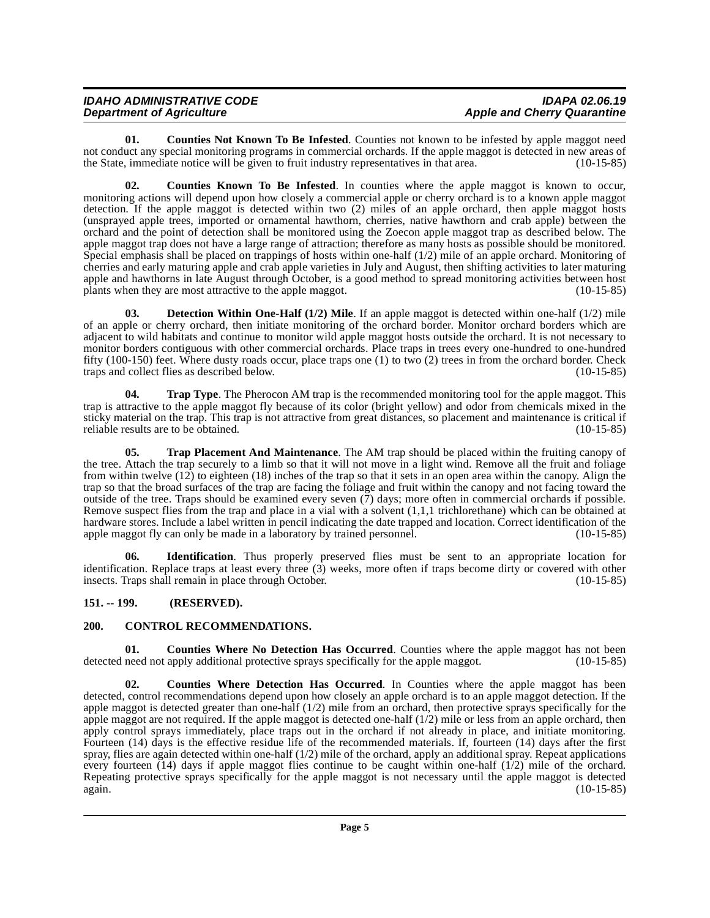**01. Counties Not Known To Be Infested**. Counties not known to be infested by apple maggot need not conduct any special monitoring programs in commercial orchards. If the apple maggot is detected in new areas of the State, immediate notice will be given to fruit industry representatives in that area. (10-15-85)

**02. Counties Known To Be Infested**. In counties where the apple maggot is known to occur, monitoring actions will depend upon how closely a commercial apple or cherry orchard is to a known apple maggot detection. If the apple maggot is detected within two (2) miles of an apple orchard, then apple maggot hosts (unsprayed apple trees, imported or ornamental hawthorn, cherries, native hawthorn and crab apple) between the orchard and the point of detection shall be monitored using the Zoecon apple maggot trap as described below. The apple maggot trap does not have a large range of attraction; therefore as many hosts as possible should be monitored. Special emphasis shall be placed on trappings of hosts within one-half (1/2) mile of an apple orchard. Monitoring of cherries and early maturing apple and crab apple varieties in July and August, then shifting activities to later maturing apple and hawthorns in late August through October, is a good method to spread monitoring activities between host plants when they are most attractive to the apple maggot. (10-15-85)

**03. Detection Within One-Half (1/2) Mile**. If an apple maggot is detected within one-half (1/2) mile of an apple or cherry orchard, then initiate monitoring of the orchard border. Monitor orchard borders which are adjacent to wild habitats and continue to monitor wild apple maggot hosts outside the orchard. It is not necessary to monitor borders contiguous with other commercial orchards. Place traps in trees every one-hundred to one-hundred fifty (100-150) feet. Where dusty roads occur, place traps one (1) to two (2) trees in from the orchard border. Check traps and collect flies as described below. (10-15-85)

**04. Trap Type**. The Pherocon AM trap is the recommended monitoring tool for the apple maggot. This trap is attractive to the apple maggot fly because of its color (bright yellow) and odor from chemicals mixed in the sticky material on the trap. This trap is not attractive from great distances, so placement and maintenance is critical if reliable results are to be obtained. (10-15-85)

**05. Trap Placement And Maintenance**. The AM trap should be placed within the fruiting canopy of the tree. Attach the trap securely to a limb so that it will not move in a light wind. Remove all the fruit and foliage from within twelve (12) to eighteen (18) inches of the trap so that it sets in an open area within the canopy. Align the trap so that the broad surfaces of the trap are facing the foliage and fruit within the canopy and not facing toward the outside of the tree. Traps should be examined every seven (7) days; more often in commercial orchards if possible. Remove suspect flies from the trap and place in a vial with a solvent (1,1,1 trichlorethane) which can be obtained at hardware stores. Include a label written in pencil indicating the date trapped and location. Correct identification of the apple maggot fly can only be made in a laboratory by trained personnel. (10-15-85)

**06. Identification**. Thus properly preserved flies must be sent to an appropriate location for identification. Replace traps at least every three (3) weeks, more often if traps become dirty or covered with other insects. Traps shall remain in place through October. (10-15-85)

## 151. -- 199. (RESERVED).

## 200. CONTROL RECOMMENDATIONS.

**01. Counties Where No Detection Has Occurred**. Counties where the apple maggot has not been detected need not apply additional protective sprays specifically for the apple maggot. (10-15-85)

**02. Counties Where Detection Has Occurred**. In Counties where the apple maggot has been detected, control recommendations depend upon how closely an apple orchard is to an apple maggot detection. If the apple maggot is detected greater than one-half (1/2) mile from an orchard, then protective sprays specifically for the apple maggot are not required. If the apple maggot is detected one-half (1/2) mile or less from an apple orchard, then apply control sprays immediately, place traps out in the orchard if not already in place, and initiate monitoring. Fourteen (14) days is the effective residue life of the recommended materials. If, fourteen (14) days after the first spray, flies are again detected within one-half (1/2) mile of the orchard, apply an additional spray. Repeat applications every fourteen (14) days if apple maggot flies continue to be caught within one-half (1/2) mile of the orchard. Repeating protective sprays specifically for the apple maggot is not necessary until the apple maggot is detected again. (10-15-85)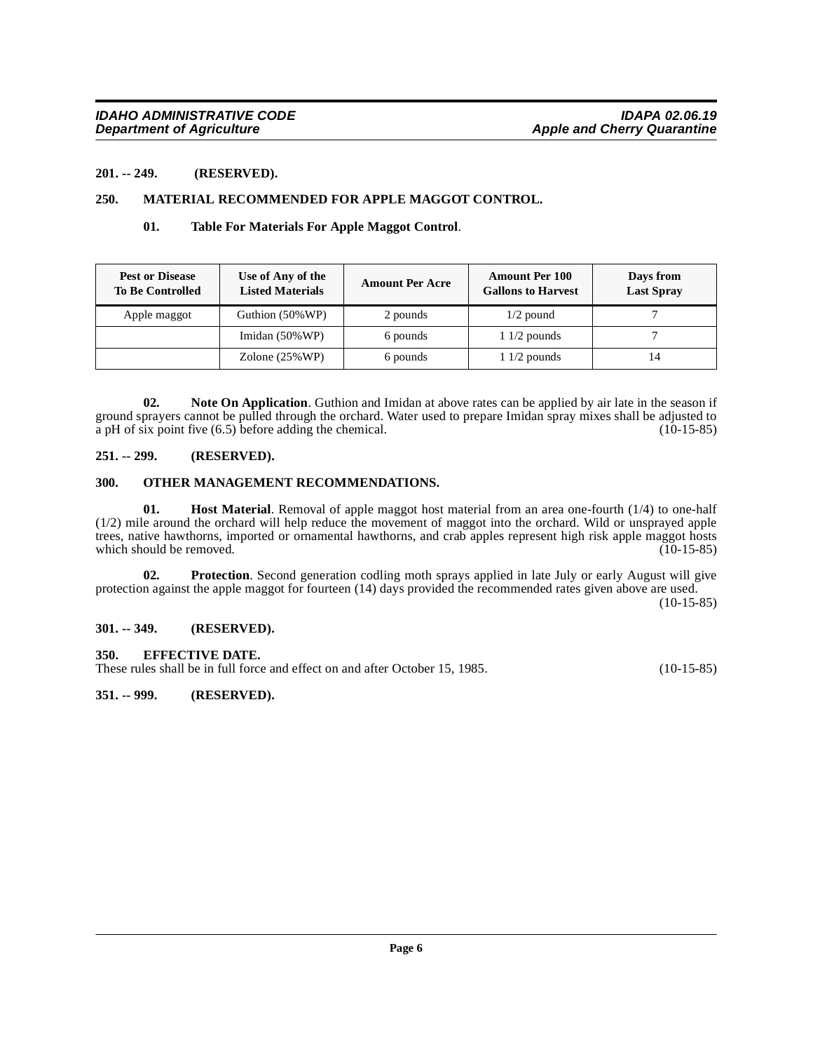**201. -- 249. (RESERVED).**

## 250. MATERIAL RECOMMENDED FOR APPLE MAGGOT CONTROL.

**01. Table For Materials For Apple Maggot Control**.

| Pest or Disease To Be Controlled | Use of Any of the Listed Materials | Amount Per Acre | Amount Per 100 Gallons to Harvest | Days from Last Spray |
|---|---|---|---|---|
| Apple maggot | Guthion (50%WP) | 2 pounds | 1/2 pound | 7 |
| | Imidan (50%WP) | 6 pounds | 1 1/2 pounds | 7 |
| | Zolone (25%WP) | 6 pounds | 1 1/2 pounds | 14 |

**02. Note On Application**. Guthion and Imidan at above rates can be applied by air late in the season if ground sprayers cannot be pulled through the orchard. Water used to prepare Imidan spray mixes shall be adjusted to a pH of six point five (6.5) before adding the chemical. (10-15-85)

**251. -- 299. (RESERVED).**

## 300. OTHER MANAGEMENT RECOMMENDATIONS.

**01. Host Material**. Removal of apple maggot host material from an area one-fourth (1/4) to one-half (1/2) mile around the orchard will help reduce the movement of maggot into the orchard. Wild or unsprayed apple trees, native hawthorns, imported or ornamental hawthorns, and crab apples represent high risk apple maggot hosts which should be removed. (10-15-85)

**02. Protection**. Second generation codling moth sprays applied in late July or early August will give protection against the apple maggot for fourteen (14) days provided the recommended rates given above are used. (10-15-85)

**301. -- 349. (RESERVED).**

## 350. EFFECTIVE DATE.

These rules shall be in full force and effect on and after October 15, 1985. (10-15-85)

**351. -- 999. (RESERVED).**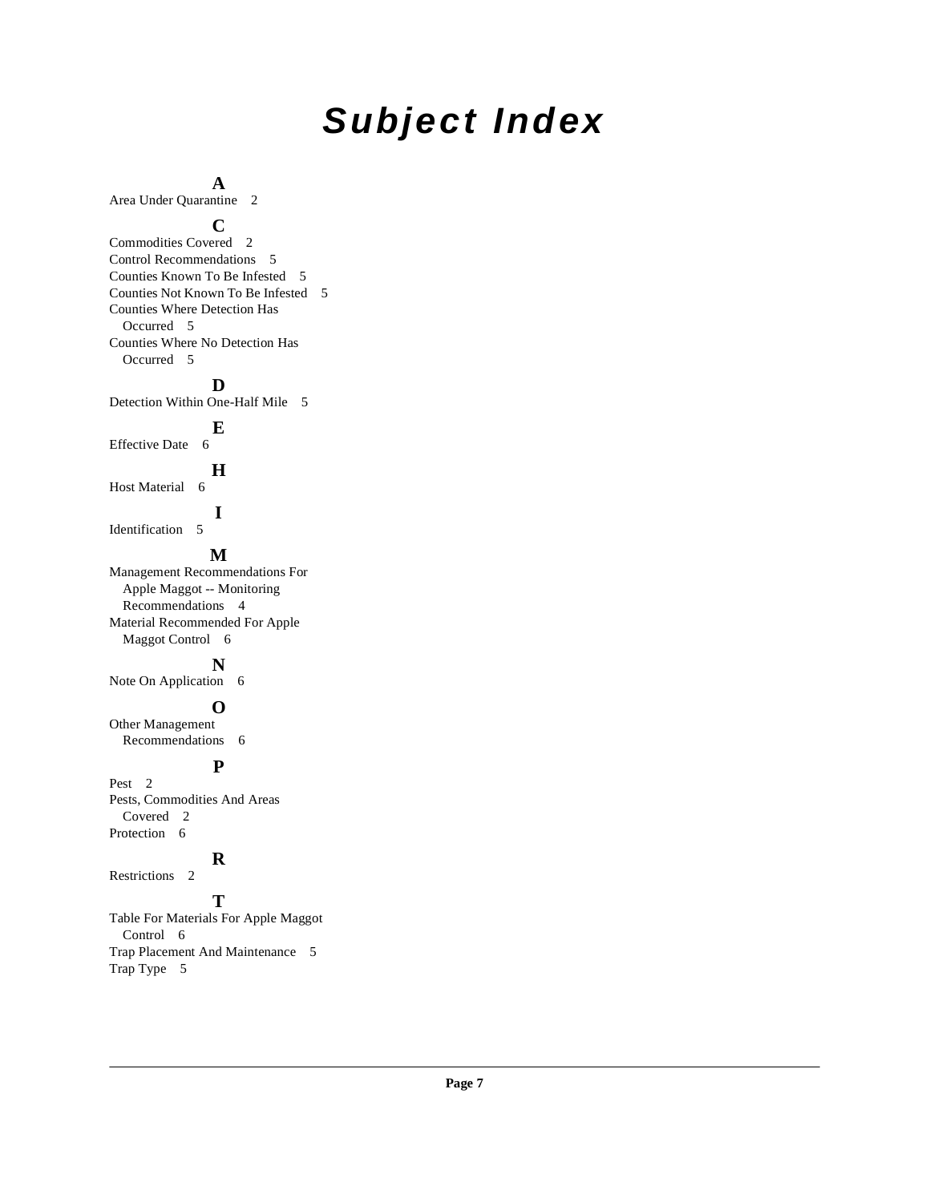# *Subject Index*

### A

Area Under Quarantine 2

### C

Commodities Covered 2
Control Recommendations 5
Counties Known To Be Infested 5
Counties Not Known To Be Infested 5
Counties Where Detection Has Occurred 5
Counties Where No Detection Has Occurred 5

### D

Detection Within One-Half Mile 5

### E

Effective Date 6

### H

Host Material 6

### I

Identification 5

### M

Management Recommendations For Apple Maggot -- Monitoring Recommendations 4
Material Recommended For Apple Maggot Control 6

### N

Note On Application 6

### O

Other Management Recommendations 6

### P

Pest 2
Pests, Commodities And Areas Covered 2
Protection 6

### R

Restrictions 2

### T

Table For Materials For Apple Maggot Control 6
Trap Placement And Maintenance 5
Trap Type 5